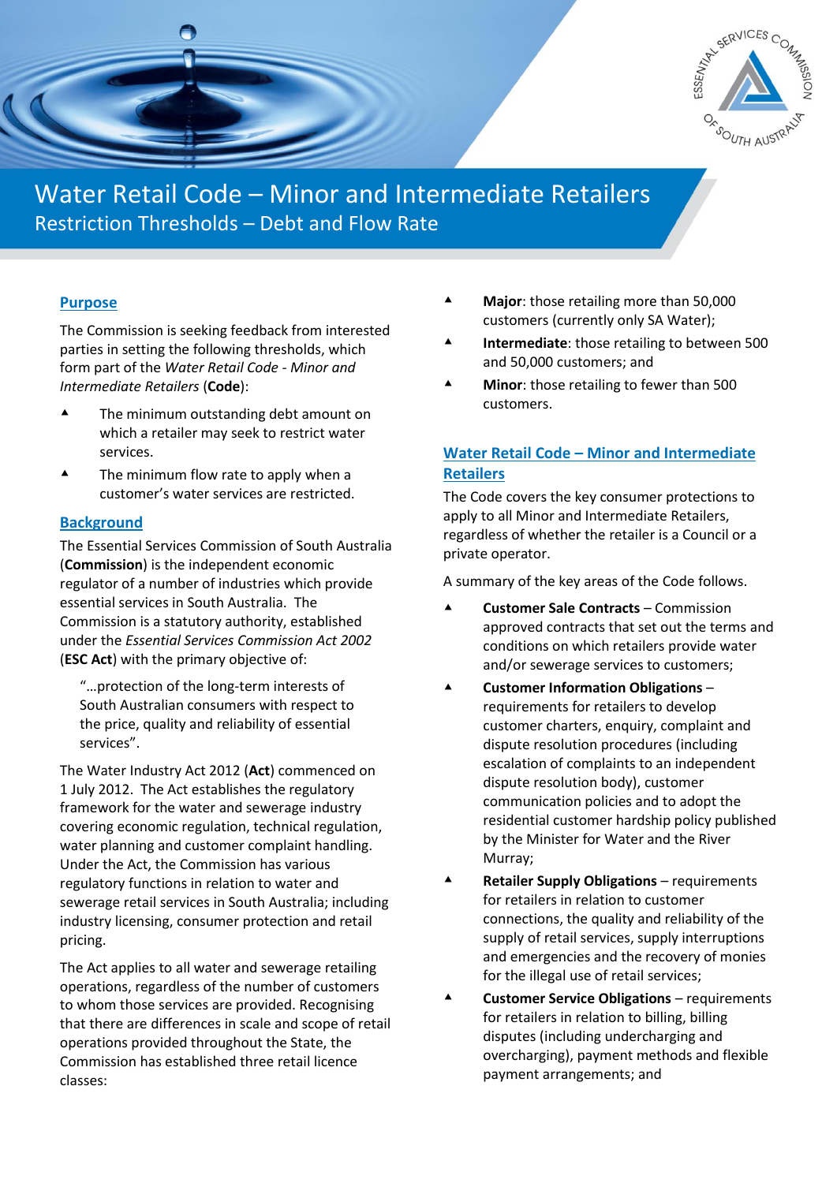# Water Retail Code – Minor and Intermediate Retailers

## Restriction Thresholds – Debt and Flow Rate

### Purpose

The Commission is seeking feedback from interested parties in setting the following thresholds, which form part of the *Water Retail Code - Minor and Intermediate Retailers* (**Code**):

- The minimum outstanding debt amount on which a retailer may seek to restrict water services.
- The minimum flow rate to apply when a customer's water services are restricted.

### Background

The Essential Services Commission of South Australia (**Commission**) is the independent economic regulator of a number of industries which provide essential services in South Australia. The Commission is a statutory authority, established under the *Essential Services Commission Act 2002* (**ESC Act**) with the primary objective of:

> "…protection of the long-term interests of South Australian consumers with respect to the price, quality and reliability of essential services".

The Water Industry Act 2012 (**Act**) commenced on 1 July 2012. The Act establishes the regulatory framework for the water and sewerage industry covering economic regulation, technical regulation, water planning and customer complaint handling. Under the Act, the Commission has various regulatory functions in relation to water and sewerage retail services in South Australia; including industry licensing, consumer protection and retail pricing.

The Act applies to all water and sewerage retailing operations, regardless of the number of customers to whom those services are provided. Recognising that there are differences in scale and scope of retail operations provided throughout the State, the Commission has established three retail licence classes:

- **Major**: those retailing more than 50,000 customers (currently only SA Water);
- **Intermediate**: those retailing to between 500 and 50,000 customers; and
- **Minor**: those retailing to fewer than 500 customers.

### Water Retail Code – Minor and Intermediate Retailers

The Code covers the key consumer protections to apply to all Minor and Intermediate Retailers, regardless of whether the retailer is a Council or a private operator.

A summary of the key areas of the Code follows.

- **Customer Sale Contracts** – Commission approved contracts that set out the terms and conditions on which retailers provide water and/or sewerage services to customers;
- **Customer Information Obligations** – requirements for retailers to develop customer charters, enquiry, complaint and dispute resolution procedures (including escalation of complaints to an independent dispute resolution body), customer communication policies and to adopt the residential customer hardship policy published by the Minister for Water and the River Murray;
- **Retailer Supply Obligations** – requirements for retailers in relation to customer connections, the quality and reliability of the supply of retail services, supply interruptions and emergencies and the recovery of monies for the illegal use of retail services;
- **Customer Service Obligations** – requirements for retailers in relation to billing, billing disputes (including undercharging and overcharging), payment methods and flexible payment arrangements; and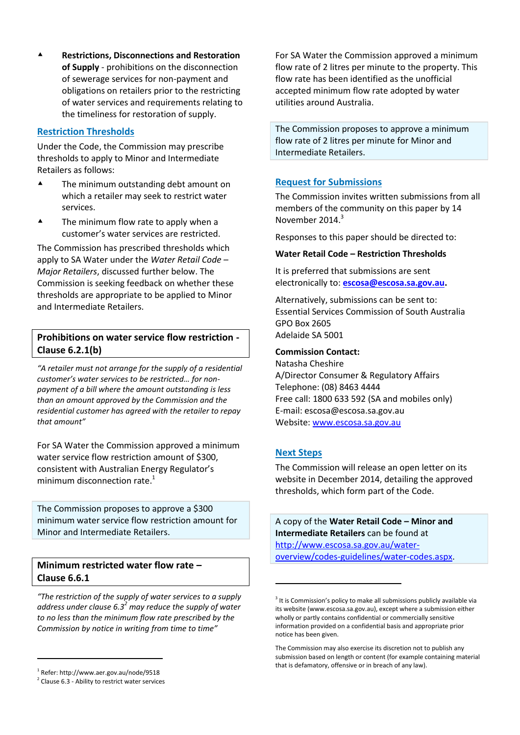- **Restrictions, Disconnections and Restoration of Supply** - prohibitions on the disconnection of sewerage services for non-payment and obligations on retailers prior to the restricting of water services and requirements relating to the timeliness for restoration of supply.

## Restriction Thresholds

Under the Code, the Commission may prescribe thresholds to apply to Minor and Intermediate Retailers as follows:

- The minimum outstanding debt amount on which a retailer may seek to restrict water services.
- The minimum flow rate to apply when a customer's water services are restricted.

The Commission has prescribed thresholds which apply to SA Water under the *Water Retail Code – Major Retailers*, discussed further below. The Commission is seeking feedback on whether these thresholds are appropriate to be applied to Minor and Intermediate Retailers.

### Prohibitions on water service flow restriction - Clause 6.2.1(b)

*"A retailer must not arrange for the supply of a residential customer's water services to be restricted… for non-payment of a bill where the amount outstanding is less than an amount approved by the Commission and the residential customer has agreed with the retailer to repay that amount"*

For SA Water the Commission approved a minimum water service flow restriction amount of $300, consistent with Australian Energy Regulator's minimum disconnection rate.[1]

The Commission proposes to approve a $300 minimum water service flow restriction amount for Minor and Intermediate Retailers.

### Minimum restricted water flow rate – Clause 6.6.1

*"The restriction of the supply of water services to a supply address under clause 6.3[2] may reduce the supply of water to no less than the minimum flow rate prescribed by the Commission by notice in writing from time to time"*

For SA Water the Commission approved a minimum flow rate of 2 litres per minute to the property. This flow rate has been identified as the unofficial accepted minimum flow rate adopted by water utilities around Australia.

The Commission proposes to approve a minimum flow rate of 2 litres per minute for Minor and Intermediate Retailers.

## Request for Submissions

The Commission invites written submissions from all members of the community on this paper by 14 November 2014.[3]

Responses to this paper should be directed to:

**Water Retail Code – Restriction Thresholds**

It is preferred that submissions are sent electronically to: **escosa@escosa.sa.gov.au.**

Alternatively, submissions can be sent to:
Essential Services Commission of South Australia
GPO Box 2605
Adelaide SA 5001

**Commission Contact:**
Natasha Cheshire
A/Director Consumer & Regulatory Affairs
Telephone: (08) 8463 4444
Free call: 1800 633 592 (SA and mobiles only)
E-mail: escosa@escosa.sa.gov.au
Website: www.escosa.sa.gov.au

## Next Steps

The Commission will release an open letter on its website in December 2014, detailing the approved thresholds, which form part of the Code.

A copy of the **Water Retail Code – Minor and Intermediate Retailers** can be found at http://www.escosa.sa.gov.au/water-overview/codes-guidelines/water-codes.aspx.

---

[1] Refer: http://www.aer.gov.au/node/9518

[2] Clause 6.3 - Ability to restrict water services

[3] It is Commission's policy to make all submissions publicly available via its website (www.escosa.sa.gov.au), except where a submission either wholly or partly contains confidential or commercially sensitive information provided on a confidential basis and appropriate prior notice has been given.

The Commission may also exercise its discretion not to publish any submission based on length or content (for example containing material that is defamatory, offensive or in breach of any law).